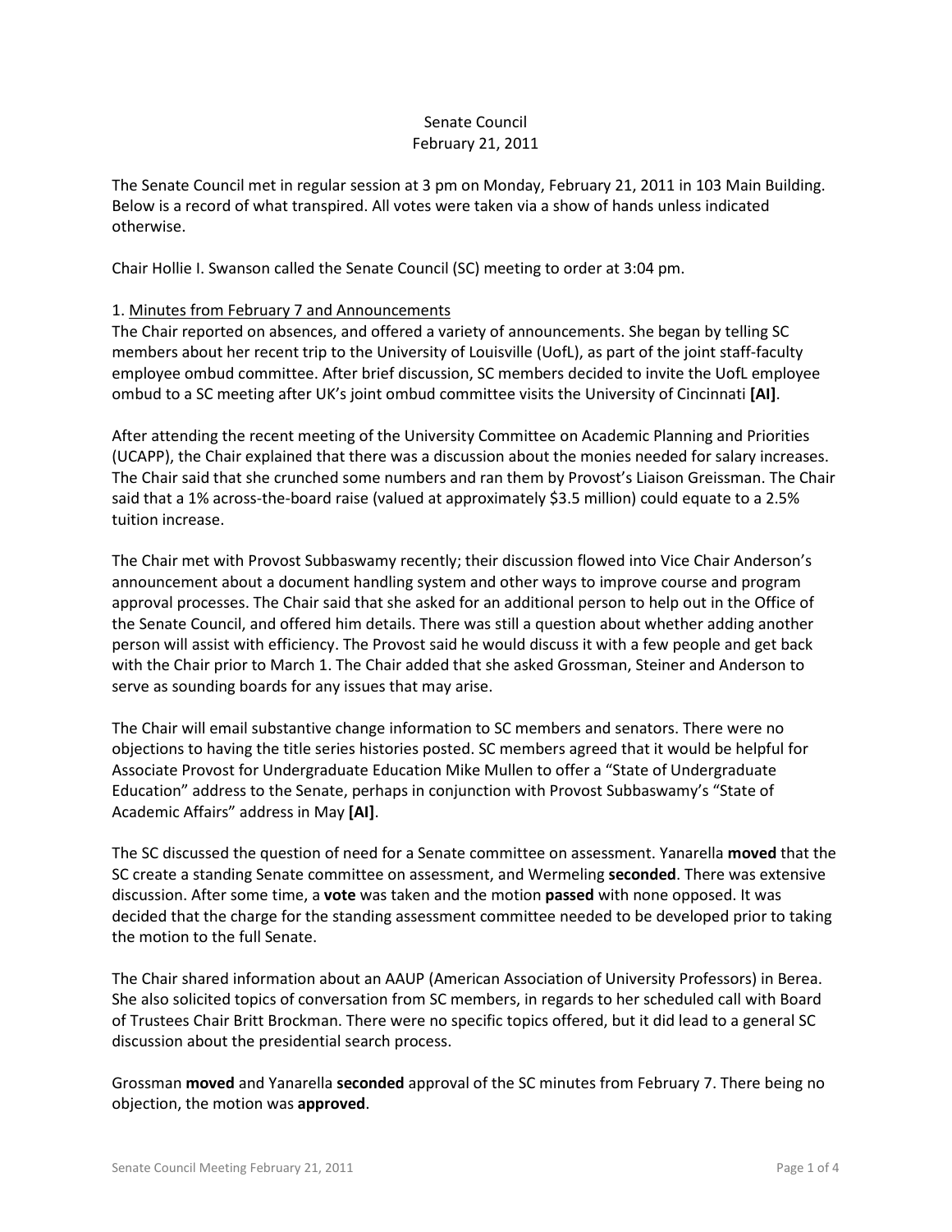Senate Council
February 21, 2011

The Senate Council met in regular session at 3 pm on Monday, February 21, 2011 in 103 Main Building. Below is a record of what transpired. All votes were taken via a show of hands unless indicated otherwise.

Chair Hollie I. Swanson called the Senate Council (SC) meeting to order at 3:04 pm.

1. Minutes from February 7 and Announcements

The Chair reported on absences, and offered a variety of announcements. She began by telling SC members about her recent trip to the University of Louisville (UofL), as part of the joint staff-faculty employee ombud committee. After brief discussion, SC members decided to invite the UofL employee ombud to a SC meeting after UK's joint ombud committee visits the University of Cincinnati **[AI]**.

After attending the recent meeting of the University Committee on Academic Planning and Priorities (UCAPP), the Chair explained that there was a discussion about the monies needed for salary increases. The Chair said that she crunched some numbers and ran them by Provost's Liaison Greissman. The Chair said that a 1% across-the-board raise (valued at approximately $3.5 million) could equate to a 2.5% tuition increase.

The Chair met with Provost Subbaswamy recently; their discussion flowed into Vice Chair Anderson's announcement about a document handling system and other ways to improve course and program approval processes. The Chair said that she asked for an additional person to help out in the Office of the Senate Council, and offered him details. There was still a question about whether adding another person will assist with efficiency. The Provost said he would discuss it with a few people and get back with the Chair prior to March 1. The Chair added that she asked Grossman, Steiner and Anderson to serve as sounding boards for any issues that may arise.

The Chair will email substantive change information to SC members and senators. There were no objections to having the title series histories posted. SC members agreed that it would be helpful for Associate Provost for Undergraduate Education Mike Mullen to offer a "State of Undergraduate Education" address to the Senate, perhaps in conjunction with Provost Subbaswamy's "State of Academic Affairs" address in May **[AI]**.

The SC discussed the question of need for a Senate committee on assessment. Yanarella **moved** that the SC create a standing Senate committee on assessment, and Wermeling **seconded**. There was extensive discussion. After some time, a **vote** was taken and the motion **passed** with none opposed. It was decided that the charge for the standing assessment committee needed to be developed prior to taking the motion to the full Senate.

The Chair shared information about an AAUP (American Association of University Professors) in Berea. She also solicited topics of conversation from SC members, in regards to her scheduled call with Board of Trustees Chair Britt Brockman. There were no specific topics offered, but it did lead to a general SC discussion about the presidential search process.

Grossman **moved** and Yanarella **seconded** approval of the SC minutes from February 7. There being no objection, the motion was **approved**.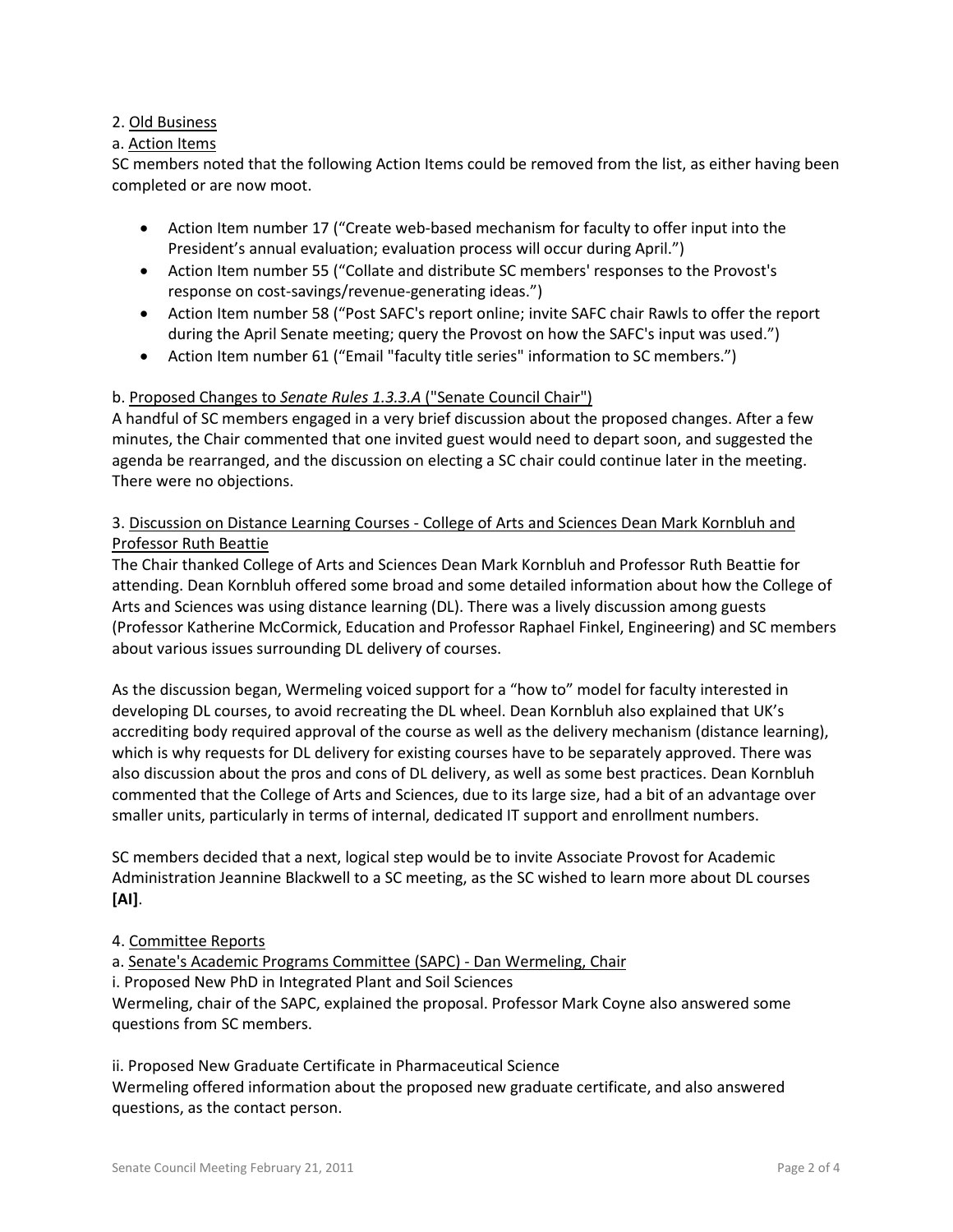2. <u>Old Business</u>

a. <u>Action Items</u>

SC members noted that the following Action Items could be removed from the list, as either having been completed or are now moot.

- Action Item number 17 ("Create web-based mechanism for faculty to offer input into the President's annual evaluation; evaluation process will occur during April.")
- Action Item number 55 ("Collate and distribute SC members' responses to the Provost's response on cost-savings/revenue-generating ideas.")
- Action Item number 58 ("Post SAFC's report online; invite SAFC chair Rawls to offer the report during the April Senate meeting; query the Provost on how the SAFC's input was used.")
- Action Item number 61 ("Email "faculty title series" information to SC members.")

b. <u>Proposed Changes to *Senate Rules 1.3.3.A* ("Senate Council Chair")</u>

A handful of SC members engaged in a very brief discussion about the proposed changes. After a few minutes, the Chair commented that one invited guest would need to depart soon, and suggested the agenda be rearranged, and the discussion on electing a SC chair could continue later in the meeting. There were no objections.

3. <u>Discussion on Distance Learning Courses - College of Arts and Sciences Dean Mark Kornbluh and Professor Ruth Beattie</u>

The Chair thanked College of Arts and Sciences Dean Mark Kornbluh and Professor Ruth Beattie for attending. Dean Kornbluh offered some broad and some detailed information about how the College of Arts and Sciences was using distance learning (DL). There was a lively discussion among guests (Professor Katherine McCormick, Education and Professor Raphael Finkel, Engineering) and SC members about various issues surrounding DL delivery of courses.

As the discussion began, Wermeling voiced support for a "how to" model for faculty interested in developing DL courses, to avoid recreating the DL wheel. Dean Kornbluh also explained that UK's accrediting body required approval of the course as well as the delivery mechanism (distance learning), which is why requests for DL delivery for existing courses have to be separately approved. There was also discussion about the pros and cons of DL delivery, as well as some best practices. Dean Kornbluh commented that the College of Arts and Sciences, due to its large size, had a bit of an advantage over smaller units, particularly in terms of internal, dedicated IT support and enrollment numbers.

SC members decided that a next, logical step would be to invite Associate Provost for Academic Administration Jeannine Blackwell to a SC meeting, as the SC wished to learn more about DL courses **[AI]**.

4. <u>Committee Reports</u>

a. <u>Senate's Academic Programs Committee (SAPC) - Dan Wermeling, Chair</u>

i. Proposed New PhD in Integrated Plant and Soil Sciences

Wermeling, chair of the SAPC, explained the proposal. Professor Mark Coyne also answered some questions from SC members.

ii. Proposed New Graduate Certificate in Pharmaceutical Science

Wermeling offered information about the proposed new graduate certificate, and also answered questions, as the contact person.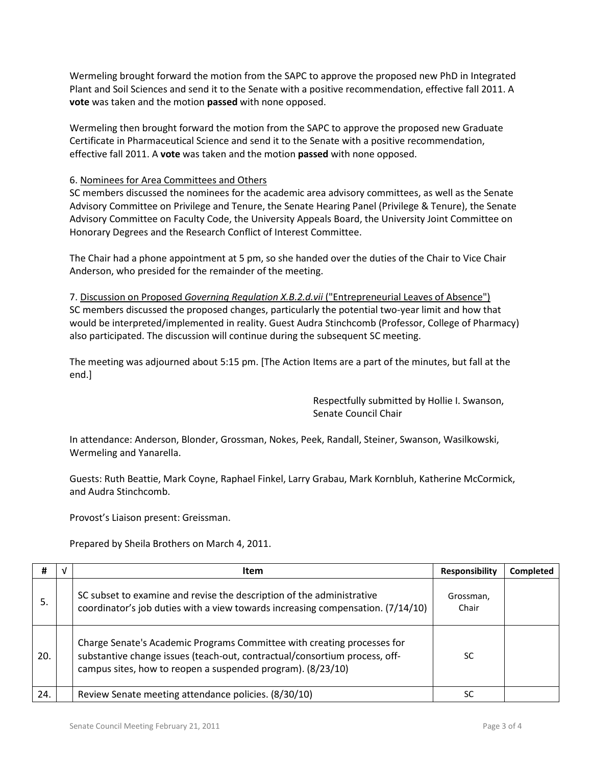Wermeling brought forward the motion from the SAPC to approve the proposed new PhD in Integrated Plant and Soil Sciences and send it to the Senate with a positive recommendation, effective fall 2011. A **vote** was taken and the motion **passed** with none opposed.

Wermeling then brought forward the motion from the SAPC to approve the proposed new Graduate Certificate in Pharmaceutical Science and send it to the Senate with a positive recommendation, effective fall 2011. A **vote** was taken and the motion **passed** with none opposed.

6. Nominees for Area Committees and Others

SC members discussed the nominees for the academic area advisory committees, as well as the Senate Advisory Committee on Privilege and Tenure, the Senate Hearing Panel (Privilege & Tenure), the Senate Advisory Committee on Faculty Code, the University Appeals Board, the University Joint Committee on Honorary Degrees and the Research Conflict of Interest Committee.

The Chair had a phone appointment at 5 pm, so she handed over the duties of the Chair to Vice Chair Anderson, who presided for the remainder of the meeting.

7. Discussion on Proposed *Governing Regulation X.B.2.d.vii* ("Entrepreneurial Leaves of Absence")

SC members discussed the proposed changes, particularly the potential two-year limit and how that would be interpreted/implemented in reality. Guest Audra Stinchcomb (Professor, College of Pharmacy) also participated. The discussion will continue during the subsequent SC meeting.

The meeting was adjourned about 5:15 pm. [The Action Items are a part of the minutes, but fall at the end.]

Respectfully submitted by Hollie I. Swanson,
Senate Council Chair

In attendance: Anderson, Blonder, Grossman, Nokes, Peek, Randall, Steiner, Swanson, Wasilkowski, Wermeling and Yanarella.

Guests: Ruth Beattie, Mark Coyne, Raphael Finkel, Larry Grabau, Mark Kornbluh, Katherine McCormick, and Audra Stinchcomb.

Provost's Liaison present: Greissman.

Prepared by Sheila Brothers on March 4, 2011.

| # | √ | Item | Responsibility | Completed |
|---|---|---|---|---|
| 5. | | SC subset to examine and revise the description of the administrative coordinator's job duties with a view towards increasing compensation. (7/14/10) | Grossman, Chair | |
| 20. | | Charge Senate's Academic Programs Committee with creating processes for substantive change issues (teach-out, contractual/consortium process, off-campus sites, how to reopen a suspended program). (8/23/10) | SC | |
| 24. | | Review Senate meeting attendance policies. (8/30/10) | SC | |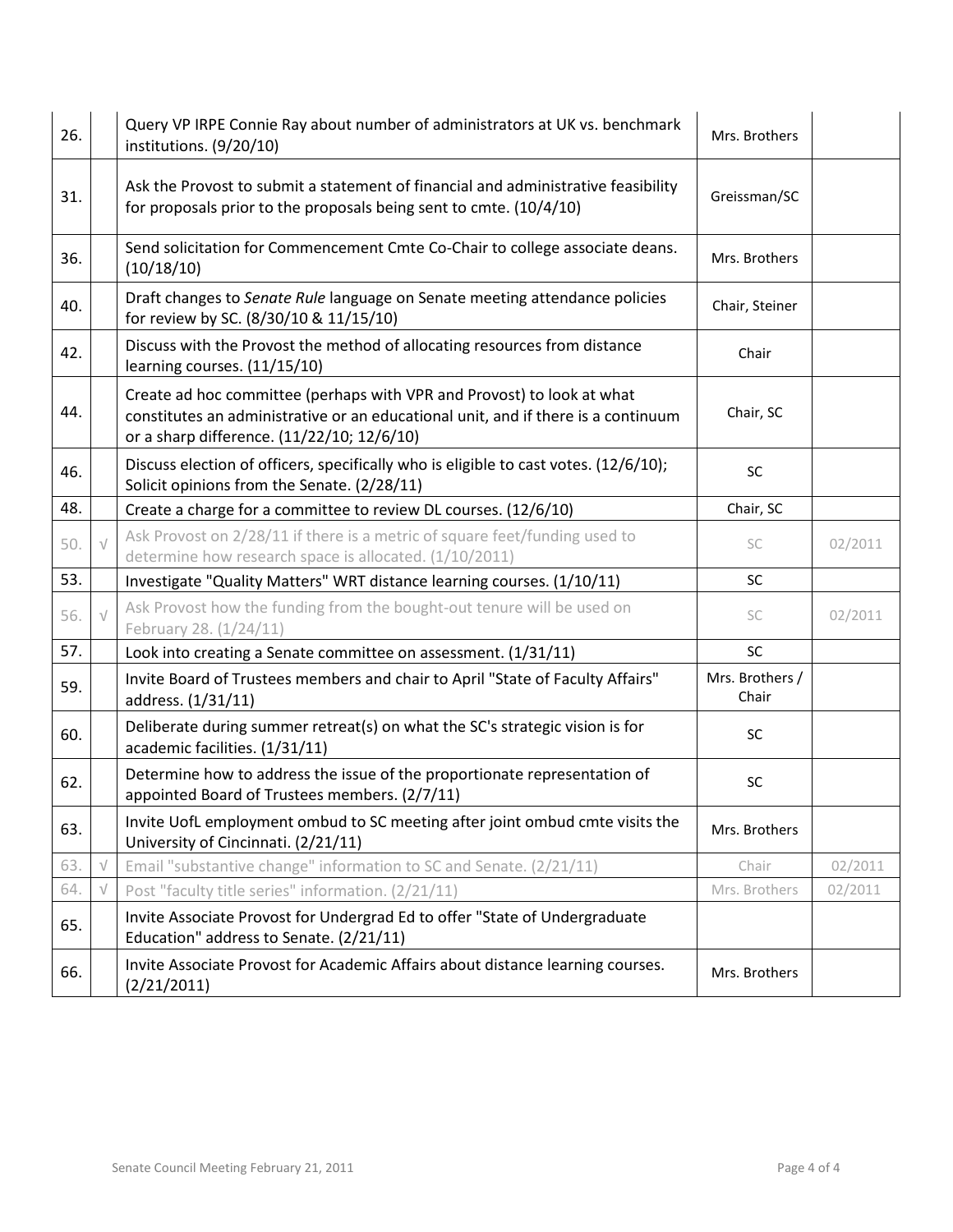| | | | | |
|---|---|---|---|---|
| 26. | | Query VP IRPE Connie Ray about number of administrators at UK vs. benchmark institutions. (9/20/10) | Mrs. Brothers | |
| 31. | | Ask the Provost to submit a statement of financial and administrative feasibility for proposals prior to the proposals being sent to cmte. (10/4/10) | Greissman/SC | |
| 36. | | Send solicitation for Commencement Cmte Co-Chair to college associate deans. (10/18/10) | Mrs. Brothers | |
| 40. | | Draft changes to *Senate Rule* language on Senate meeting attendance policies for review by SC. (8/30/10 & 11/15/10) | Chair, Steiner | |
| 42. | | Discuss with the Provost the method of allocating resources from distance learning courses. (11/15/10) | Chair | |
| 44. | | Create ad hoc committee (perhaps with VPR and Provost) to look at what constitutes an administrative or an educational unit, and if there is a continuum or a sharp difference. (11/22/10; 12/6/10) | Chair, SC | |
| 46. | | Discuss election of officers, specifically who is eligible to cast votes. (12/6/10); Solicit opinions from the Senate. (2/28/11) | SC | |
| 48. | | Create a charge for a committee to review DL courses. (12/6/10) | Chair, SC | |
| 50. | √ | Ask Provost on 2/28/11 if there is a metric of square feet/funding used to determine how research space is allocated. (1/10/2011) | SC | 02/2011 |
| 53. | | Investigate "Quality Matters" WRT distance learning courses. (1/10/11) | SC | |
| 56. | √ | Ask Provost how the funding from the bought-out tenure will be used on February 28. (1/24/11) | SC | 02/2011 |
| 57. | | Look into creating a Senate committee on assessment. (1/31/11) | SC | |
| 59. | | Invite Board of Trustees members and chair to April "State of Faculty Affairs" address. (1/31/11) | Mrs. Brothers / Chair | |
| 60. | | Deliberate during summer retreat(s) on what the SC's strategic vision is for academic facilities. (1/31/11) | SC | |
| 62. | | Determine how to address the issue of the proportionate representation of appointed Board of Trustees members. (2/7/11) | SC | |
| 63. | | Invite UofL employment ombud to SC meeting after joint ombud cmte visits the University of Cincinnati. (2/21/11) | Mrs. Brothers | |
| 63. | √ | Email "substantive change" information to SC and Senate. (2/21/11) | Chair | 02/2011 |
| 64. | √ | Post "faculty title series" information. (2/21/11) | Mrs. Brothers | 02/2011 |
| 65. | | Invite Associate Provost for Undergrad Ed to offer "State of Undergraduate Education" address to Senate. (2/21/11) | | |
| 66. | | Invite Associate Provost for Academic Affairs about distance learning courses. (2/21/2011) | Mrs. Brothers | |